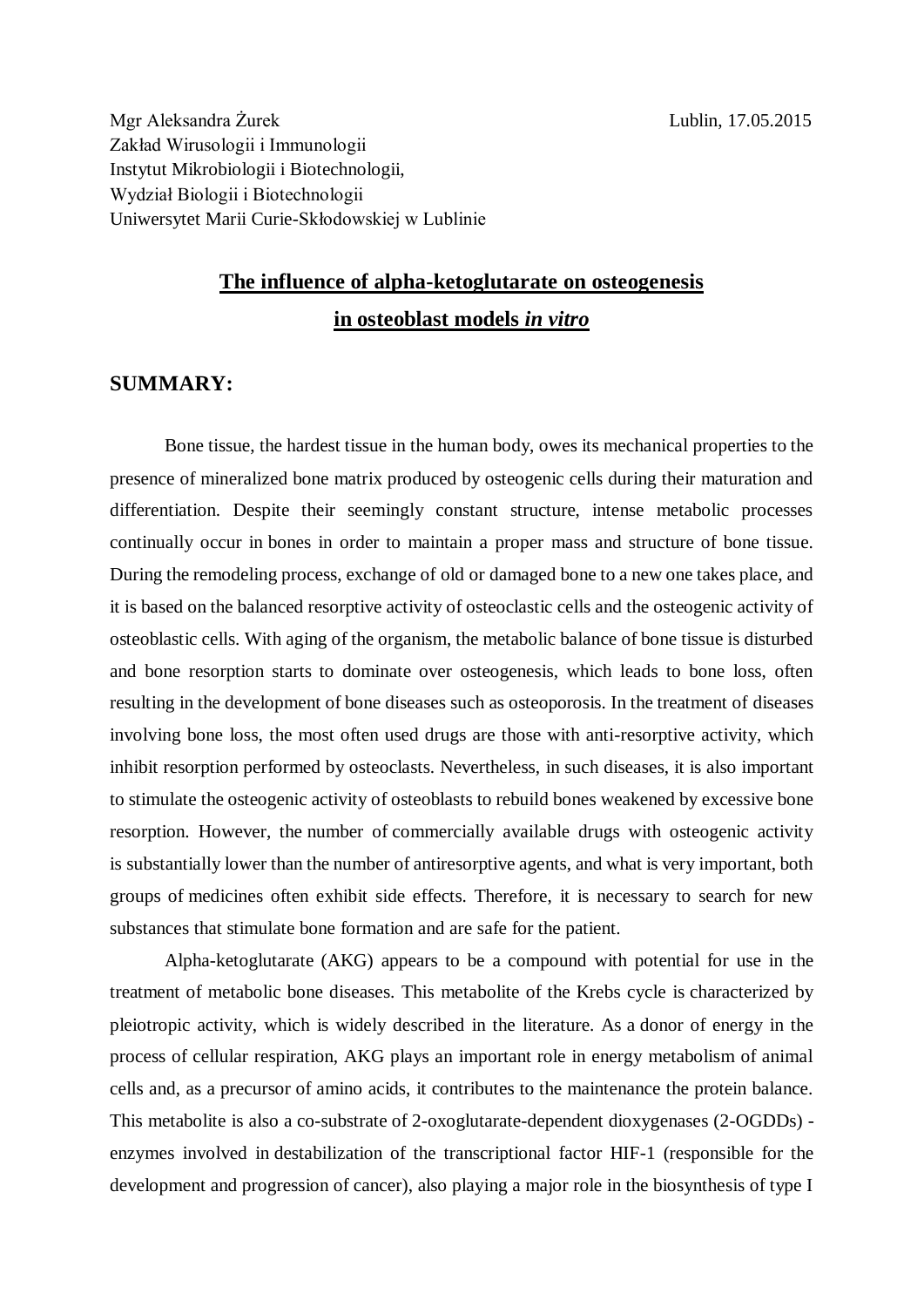Mgr Aleksandra Żurek

Zakład Wirusologii i Immunologii

Instytut Mikrobiologii i Biotechnologii,

Wydział Biologii i Biotechnologii

Uniwersytet Marii Curie-Skłodowskiej w Lublinie

Lublin, 17.05.2015

# The influence of alpha-ketoglutarate on osteogenesis in osteoblast models *in vitro*

## SUMMARY:

Bone tissue, the hardest tissue in the human body, owes its mechanical properties to the presence of mineralized bone matrix produced by osteogenic cells during their maturation and differentiation. Despite their seemingly constant structure, intense metabolic processes continually occur in bones in order to maintain a proper mass and structure of bone tissue. During the remodeling process, exchange of old or damaged bone to a new one takes place, and it is based on the balanced resorptive activity of osteoclastic cells and the osteogenic activity of osteoblastic cells. With aging of the organism, the metabolic balance of bone tissue is disturbed and bone resorption starts to dominate over osteogenesis, which leads to bone loss, often resulting in the development of bone diseases such as osteoporosis. In the treatment of diseases involving bone loss, the most often used drugs are those with anti-resorptive activity, which inhibit resorption performed by osteoclasts. Nevertheless, in such diseases, it is also important to stimulate the osteogenic activity of osteoblasts to rebuild bones weakened by excessive bone resorption. However, the number of commercially available drugs with osteogenic activity is substantially lower than the number of antiresorptive agents, and what is very important, both groups of medicines often exhibit side effects. Therefore, it is necessary to search for new substances that stimulate bone formation and are safe for the patient.

Alpha-ketoglutarate (AKG) appears to be a compound with potential for use in the treatment of metabolic bone diseases. This metabolite of the Krebs cycle is characterized by pleiotropic activity, which is widely described in the literature. As a donor of energy in the process of cellular respiration, AKG plays an important role in energy metabolism of animal cells and, as a precursor of amino acids, it contributes to the maintenance the protein balance. This metabolite is also a co-substrate of 2-oxoglutarate-dependent dioxygenases (2-OGDDs) - enzymes involved in destabilization of the transcriptional factor HIF-1 (responsible for the development and progression of cancer), also playing a major role in the biosynthesis of type I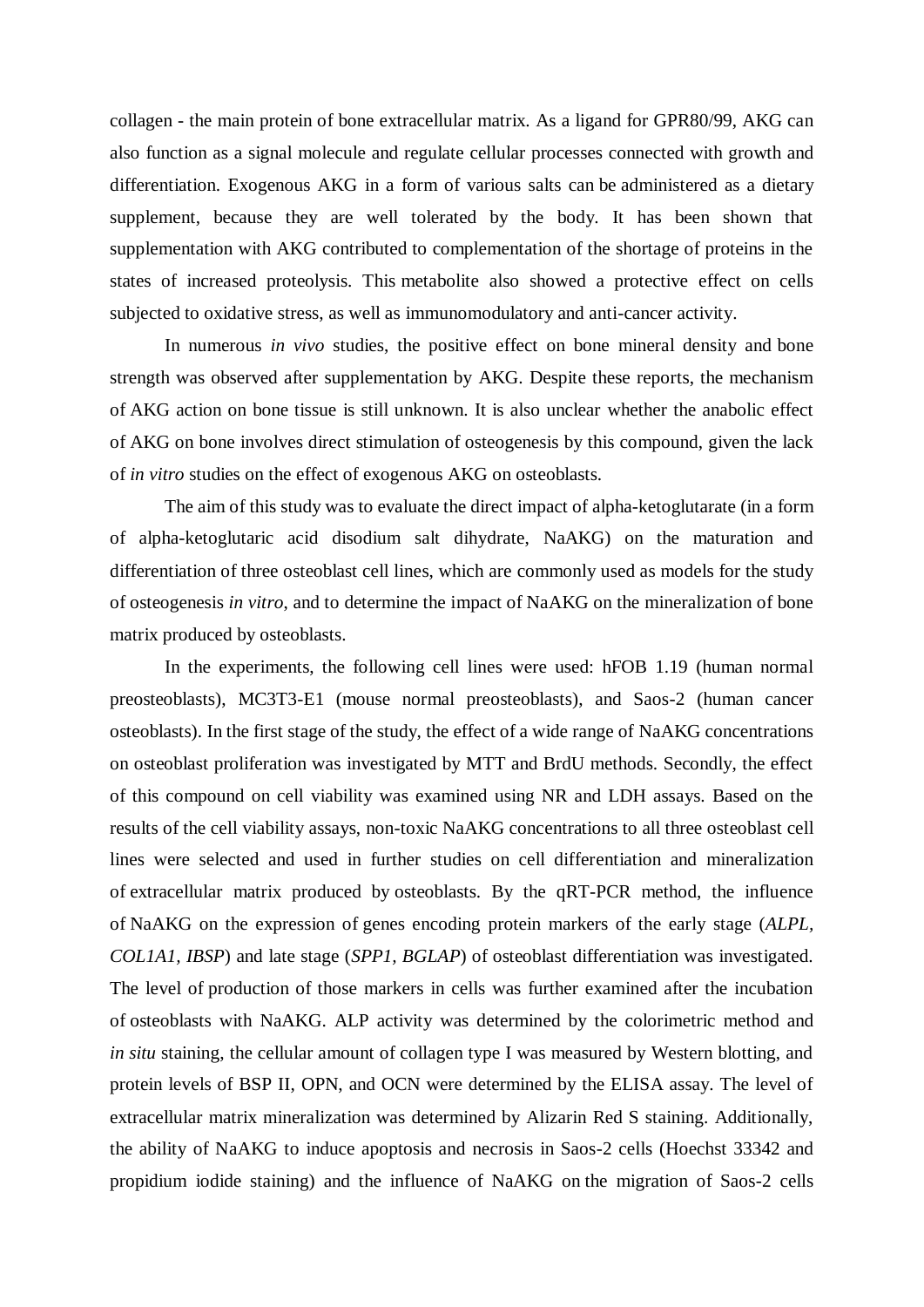collagen - the main protein of bone extracellular matrix. As a ligand for GPR80/99, AKG can also function as a signal molecule and regulate cellular processes connected with growth and differentiation. Exogenous AKG in a form of various salts can be administered as a dietary supplement, because they are well tolerated by the body. It has been shown that supplementation with AKG contributed to complementation of the shortage of proteins in the states of increased proteolysis. This metabolite also showed a protective effect on cells subjected to oxidative stress, as well as immunomodulatory and anti-cancer activity.

In numerous *in vivo* studies, the positive effect on bone mineral density and bone strength was observed after supplementation by AKG. Despite these reports, the mechanism of AKG action on bone tissue is still unknown. It is also unclear whether the anabolic effect of AKG on bone involves direct stimulation of osteogenesis by this compound, given the lack of *in vitro* studies on the effect of exogenous AKG on osteoblasts.

The aim of this study was to evaluate the direct impact of alpha-ketoglutarate (in a form of alpha-ketoglutaric acid disodium salt dihydrate, NaAKG) on the maturation and differentiation of three osteoblast cell lines, which are commonly used as models for the study of osteogenesis *in vitro*, and to determine the impact of NaAKG on the mineralization of bone matrix produced by osteoblasts.

In the experiments, the following cell lines were used: hFOB 1.19 (human normal preosteoblasts), MC3T3-E1 (mouse normal preosteoblasts), and Saos-2 (human cancer osteoblasts). In the first stage of the study, the effect of a wide range of NaAKG concentrations on osteoblast proliferation was investigated by MTT and BrdU methods. Secondly, the effect of this compound on cell viability was examined using NR and LDH assays. Based on the results of the cell viability assays, non-toxic NaAKG concentrations to all three osteoblast cell lines were selected and used in further studies on cell differentiation and mineralization of extracellular matrix produced by osteoblasts. By the qRT-PCR method, the influence of NaAKG on the expression of genes encoding protein markers of the early stage (*ALPL, COL1A1, IBSP*) and late stage (*SPP1, BGLAP*) of osteoblast differentiation was investigated. The level of production of those markers in cells was further examined after the incubation of osteoblasts with NaAKG. ALP activity was determined by the colorimetric method and *in situ* staining, the cellular amount of collagen type I was measured by Western blotting, and protein levels of BSP II, OPN, and OCN were determined by the ELISA assay. The level of extracellular matrix mineralization was determined by Alizarin Red S staining. Additionally, the ability of NaAKG to induce apoptosis and necrosis in Saos-2 cells (Hoechst 33342 and propidium iodide staining) and the influence of NaAKG on the migration of Saos-2 cells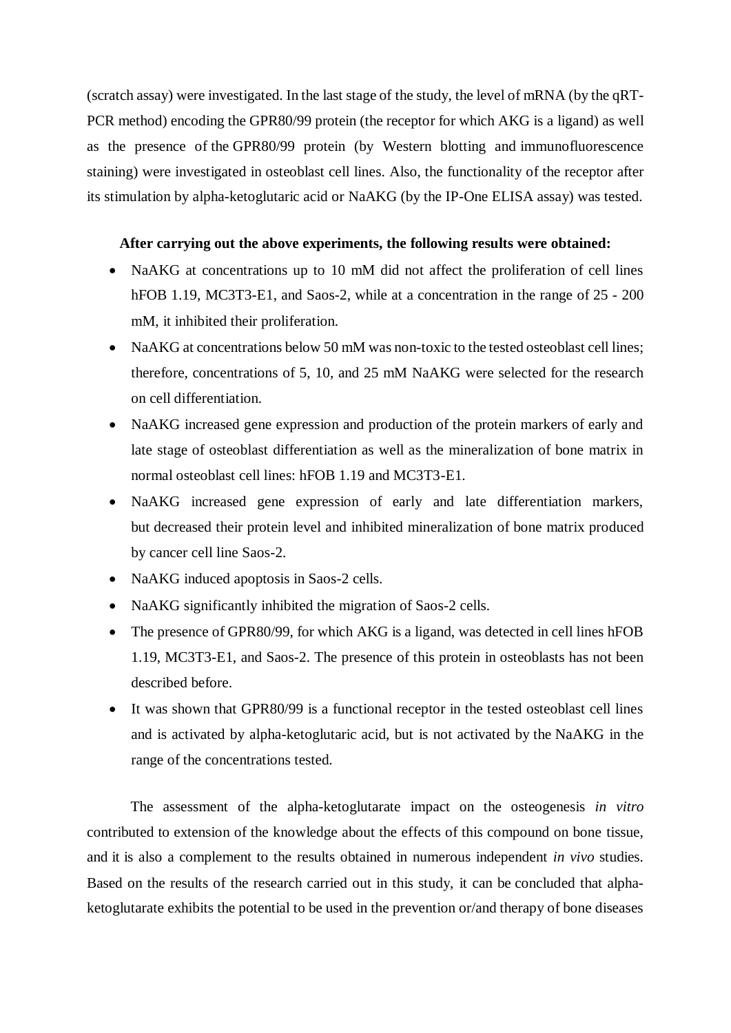(scratch assay) were investigated. In the last stage of the study, the level of mRNA (by the qRT-PCR method) encoding the GPR80/99 protein (the receptor for which AKG is a ligand) as well as the presence of the GPR80/99 protein (by Western blotting and immunofluorescence staining) were investigated in osteoblast cell lines. Also, the functionality of the receptor after its stimulation by alpha-ketoglutaric acid or NaAKG (by the IP-One ELISA assay) was tested.

**After carrying out the above experiments, the following results were obtained:**

- NaAKG at concentrations up to 10 mM did not affect the proliferation of cell lines hFOB 1.19, MC3T3-E1, and Saos-2, while at a concentration in the range of 25 - 200 mM, it inhibited their proliferation.
- NaAKG at concentrations below 50 mM was non-toxic to the tested osteoblast cell lines; therefore, concentrations of 5, 10, and 25 mM NaAKG were selected for the research on cell differentiation.
- NaAKG increased gene expression and production of the protein markers of early and late stage of osteoblast differentiation as well as the mineralization of bone matrix in normal osteoblast cell lines: hFOB 1.19 and MC3T3-E1.
- NaAKG increased gene expression of early and late differentiation markers, but decreased their protein level and inhibited mineralization of bone matrix produced by cancer cell line Saos-2.
- NaAKG induced apoptosis in Saos-2 cells.
- NaAKG significantly inhibited the migration of Saos-2 cells.
- The presence of GPR80/99, for which AKG is a ligand, was detected in cell lines hFOB 1.19, MC3T3-E1, and Saos-2. The presence of this protein in osteoblasts has not been described before.
- It was shown that GPR80/99 is a functional receptor in the tested osteoblast cell lines and is activated by alpha-ketoglutaric acid, but is not activated by the NaAKG in the range of the concentrations tested.

The assessment of the alpha-ketoglutarate impact on the osteogenesis *in vitro* contributed to extension of the knowledge about the effects of this compound on bone tissue, and it is also a complement to the results obtained in numerous independent *in vivo* studies. Based on the results of the research carried out in this study, it can be concluded that alpha-ketoglutarate exhibits the potential to be used in the prevention or/and therapy of bone diseases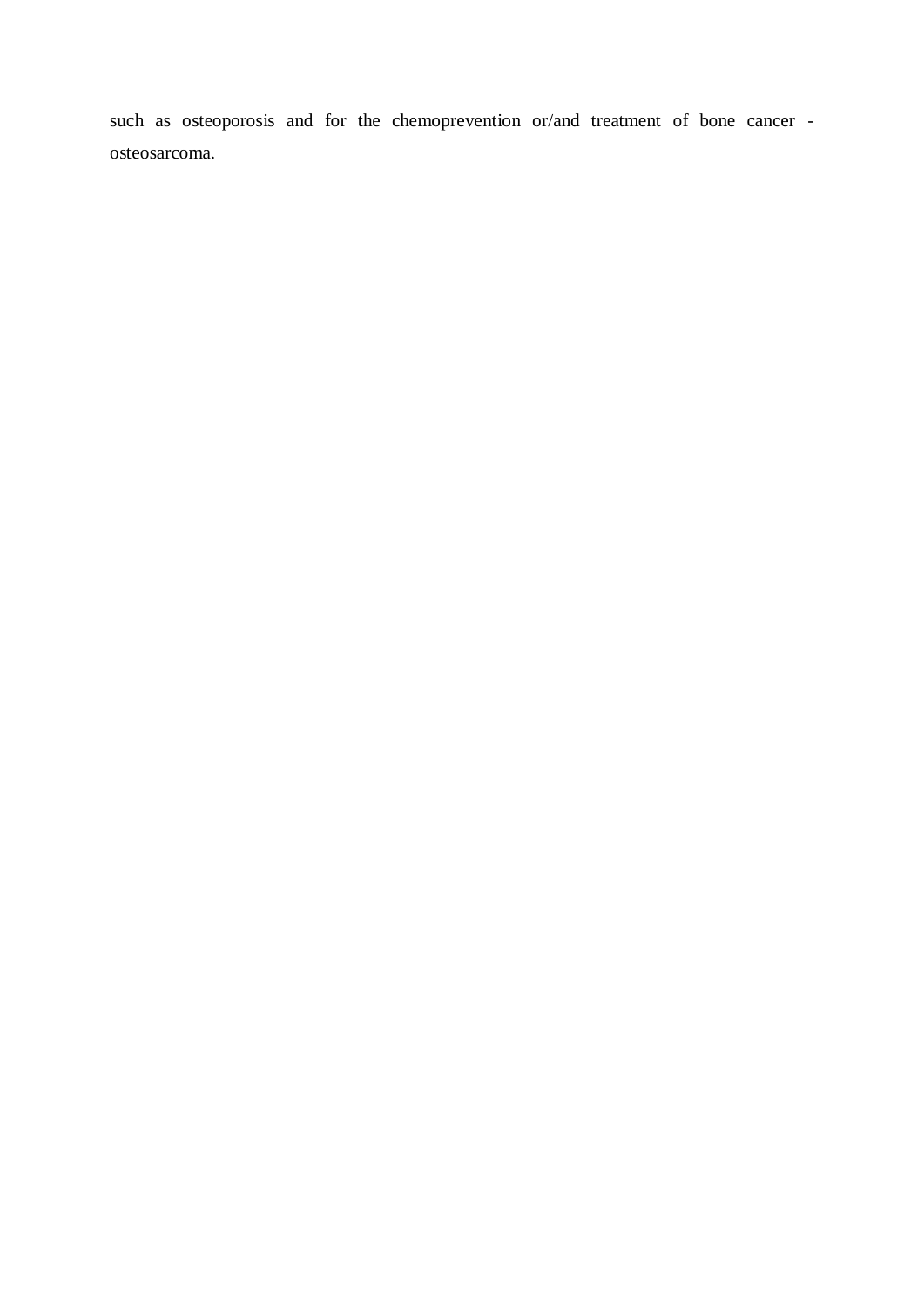such as osteoporosis and for the chemoprevention or/and treatment of bone cancer - osteosarcoma.